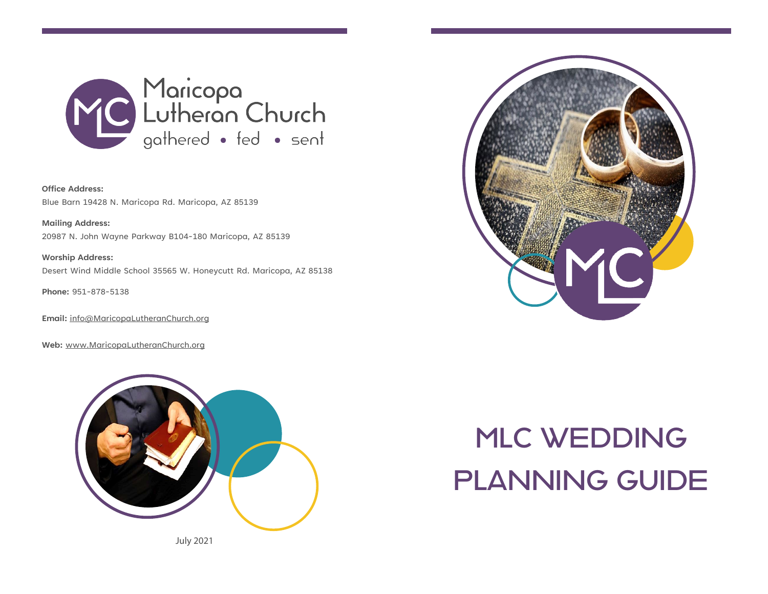Maricopa Lutheran Church

gathered • fed • sent

**Office Address:**
Blue Barn 19428 N. Maricopa Rd. Maricopa, AZ 85139

**Mailing Address:**
20987 N. John Wayne Parkway B104-180 Maricopa, AZ 85139

**Worship Address:**
Desert Wind Middle School 35565 W. Honeycutt Rd. Maricopa, AZ 85138

**Phone:** 951-878-5138

**Email:** info@MaricopaLutheranChurch.org

**Web:** www.MaricopaLutheranChurch.org

July 2021

# MLC WEDDING PLANNING GUIDE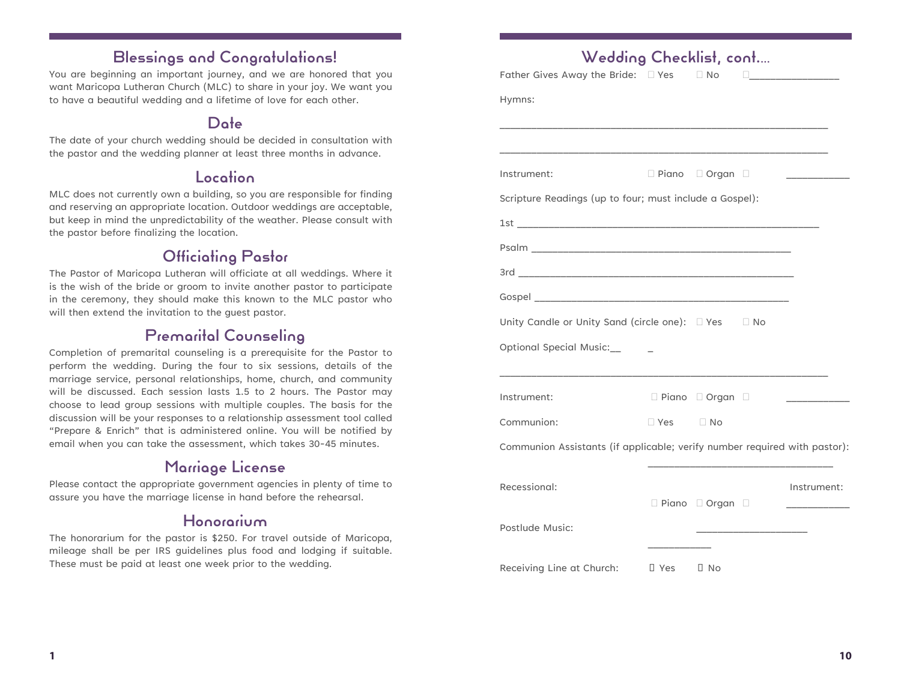## Blessings and Congratulations!

You are beginning an important journey, and we are honored that you want Maricopa Lutheran Church (MLC) to share in your joy. We want you to have a beautiful wedding and a lifetime of love for each other.

## Date

The date of your church wedding should be decided in consultation with the pastor and the wedding planner at least three months in advance.

## Location

MLC does not currently own a building, so you are responsible for finding and reserving an appropriate location. Outdoor weddings are acceptable, but keep in mind the unpredictability of the weather. Please consult with the pastor before finalizing the location.

## Officiating Pastor

The Pastor of Maricopa Lutheran will officiate at all weddings. Where it is the wish of the bride or groom to invite another pastor to participate in the ceremony, they should make this known to the MLC pastor who will then extend the invitation to the guest pastor.

## Premarital Counseling

Completion of premarital counseling is a prerequisite for the Pastor to perform the wedding. During the four to six sessions, details of the marriage service, personal relationships, home, church, and community will be discussed. Each session lasts 1.5 to 2 hours. The Pastor may choose to lead group sessions with multiple couples. The basis for the discussion will be your responses to a relationship assessment tool called "Prepare & Enrich" that is administered online. You will be notified by email when you can take the assessment, which takes 30-45 minutes.

## Marriage License

Please contact the appropriate government agencies in plenty of time to assure you have the marriage license in hand before the rehearsal.

## Honorarium

The honorarium for the pastor is $250. For travel outside of Maricopa, mileage shall be per IRS guidelines plus food and lodging if suitable. These must be paid at least one week prior to the wedding.

## Wedding Checklist, cont....

Father Gives Away the Bride: ☐ Yes ☐ No ☐________________

Hymns:

______________________________________________________________

______________________________________________________________

Instrument: ☐ Piano ☐ Organ ☐ ____________

Scripture Readings (up to four; must include a Gospel):

1st _________________________________________________________

Psalm _________________________________________________

3rd ____________________________________________________

Gospel _______________________________________________

Unity Candle or Unity Sand (circle one): ☐ Yes ☐ No

Optional Special Music:__ _

______________________________________________________________

Instrument: ☐ Piano ☐ Organ ☐ ____________

Communion: ☐ Yes ☐ No

Communion Assistants (if applicable; verify number required with pastor):

___________________________________

Recessional: Instrument:

☐ Piano ☐ Organ ☐ ____________

Postlude Music: _____________________

____________

Receiving Line at Church: ☐ Yes ☐ No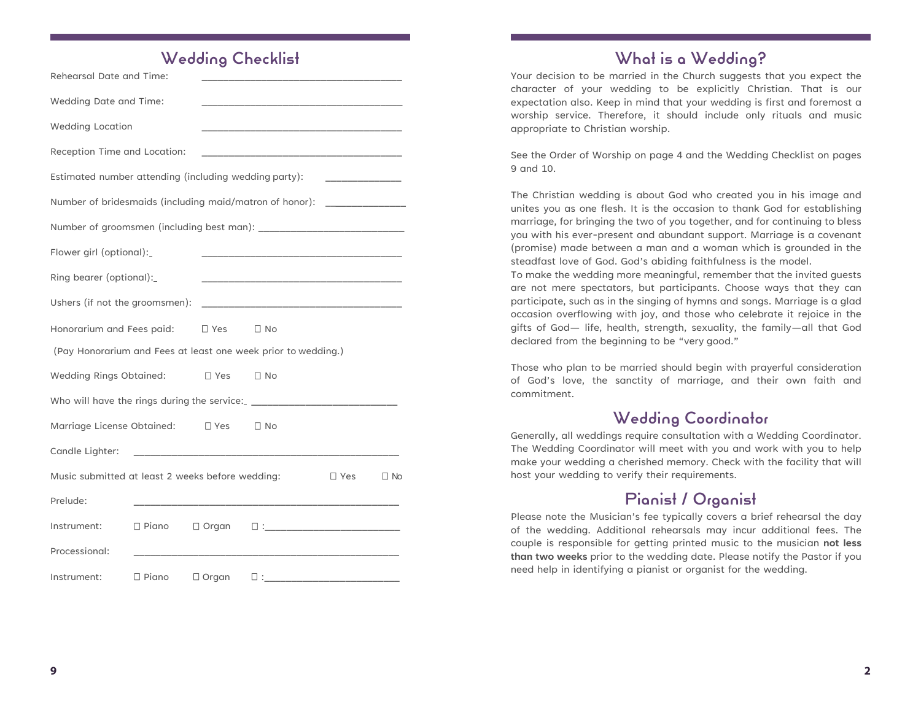## Wedding Checklist

Rehearsal Date and Time: ______________________________________

Wedding Date and Time: ______________________________________

Wedding Location ______________________________________

Reception Time and Location: ______________________________________

Estimated number attending (including wedding party): ______________

Number of bridesmaids (including maid/matron of honor): _______________

Number of groomsmen (including best man): ____________________________

Flower girl (optional): ______________________________________

Ring bearer (optional): ______________________________________

Ushers (if not the groomsmen): ______________________________________

Honorarium and Fees paid: ☐ Yes ☐ No

(Pay Honorarium and Fees at least one week prior to wedding.)

Wedding Rings Obtained: ☐ Yes ☐ No

Who will have the rings during the service: ____________________________

Marriage License Obtained: ☐ Yes ☐ No

Candle Lighter: __________________________________________________

Music submitted at least 2 weeks before wedding: ☐ Yes ☐ No

Prelude: __________________________________________________

Instrument: ☐ Piano ☐ Organ ☐ :_________________________

Processional: __________________________________________________

Instrument: ☐ Piano ☐ Organ ☐ :_________________________

## What is a Wedding?

Your decision to be married in the Church suggests that you expect the character of your wedding to be explicitly Christian. That is our expectation also. Keep in mind that your wedding is first and foremost a worship service. Therefore, it should include only rituals and music appropriate to Christian worship.

See the Order of Worship on page 4 and the Wedding Checklist on pages 9 and 10.

The Christian wedding is about God who created you in his image and unites you as one flesh. It is the occasion to thank God for establishing marriage, for bringing the two of you together, and for continuing to bless you with his ever-present and abundant support. Marriage is a covenant (promise) made between a man and a woman which is grounded in the steadfast love of God. God's abiding faithfulness is the model.
To make the wedding more meaningful, remember that the invited guests are not mere spectators, but participants. Choose ways that they can participate, such as in the singing of hymns and songs. Marriage is a glad occasion overflowing with joy, and those who celebrate it rejoice in the gifts of God— life, health, strength, sexuality, the family—all that God declared from the beginning to be "very good."

Those who plan to be married should begin with prayerful consideration of God's love, the sanctity of marriage, and their own faith and commitment.

## Wedding Coordinator

Generally, all weddings require consultation with a Wedding Coordinator. The Wedding Coordinator will meet with you and work with you to help make your wedding a cherished memory. Check with the facility that will host your wedding to verify their requirements.

## Pianist / Organist

Please note the Musician's fee typically covers a brief rehearsal the day of the wedding. Additional rehearsals may incur additional fees. The couple is responsible for getting printed music to the musician **not less than two weeks** prior to the wedding date. Please notify the Pastor if you need help in identifying a pianist or organist for the wedding.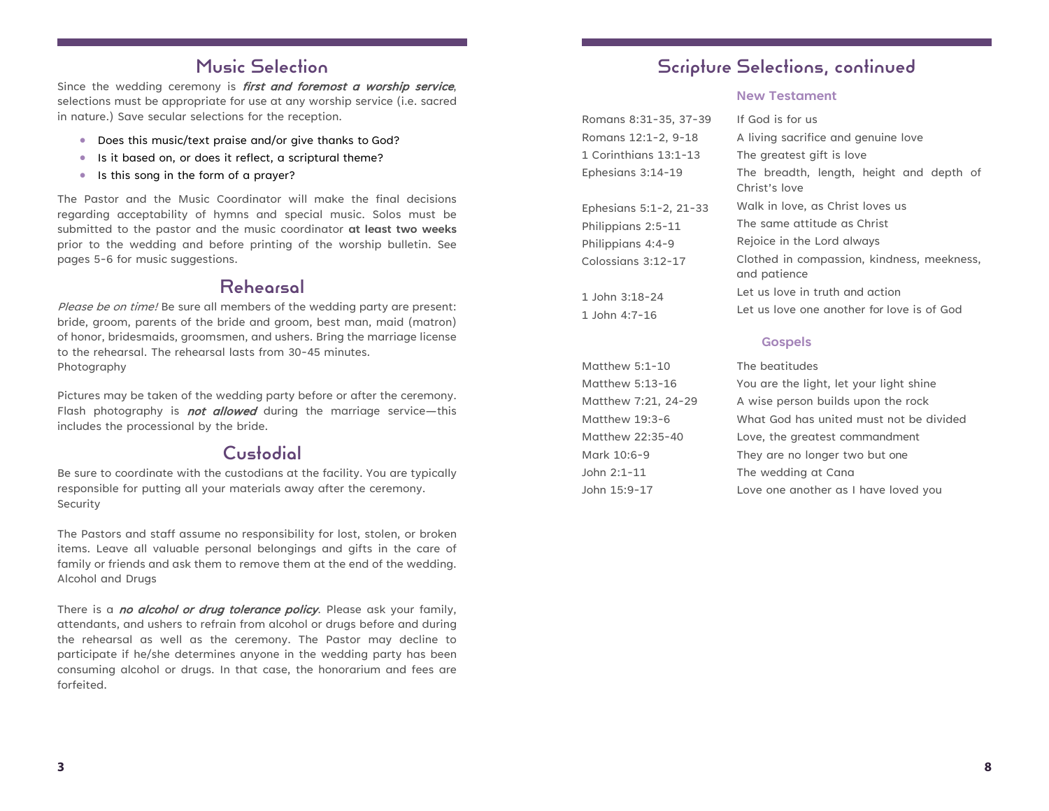## Music Selection

Since the wedding ceremony is ***first and foremost a worship service***, selections must be appropriate for use at any worship service (i.e. sacred in nature.) Save secular selections for the reception.

- Does this music/text praise and/or give thanks to God?
- Is it based on, or does it reflect, a scriptural theme?
- Is this song in the form of a prayer?

The Pastor and the Music Coordinator will make the final decisions regarding acceptability of hymns and special music. Solos must be submitted to the pastor and the music coordinator **at least two weeks** prior to the wedding and before printing of the worship bulletin. See pages 5-6 for music suggestions.

## Rehearsal

*Please be on time!* Be sure all members of the wedding party are present: bride, groom, parents of the bride and groom, best man, maid (matron) of honor, bridesmaids, groomsmen, and ushers. Bring the marriage license to the rehearsal. The rehearsal lasts from 30-45 minutes.

Photography

Pictures may be taken of the wedding party before or after the ceremony. Flash photography is ***not allowed*** during the marriage service—this includes the processional by the bride.

## Custodial

Be sure to coordinate with the custodians at the facility. You are typically responsible for putting all your materials away after the ceremony.

Security

The Pastors and staff assume no responsibility for lost, stolen, or broken items. Leave all valuable personal belongings and gifts in the care of family or friends and ask them to remove them at the end of the wedding.

Alcohol and Drugs

There is a ***no alcohol or drug tolerance policy***. Please ask your family, attendants, and ushers to refrain from alcohol or drugs before and during the rehearsal as well as the ceremony. The Pastor may decline to participate if he/she determines anyone in the wedding party has been consuming alcohol or drugs. In that case, the honorarium and fees are forfeited.

## Scripture Selections, continued

### New Testament

| | |
|---|---|
| Romans 8:31-35, 37-39 | If God is for us |
| Romans 12:1-2, 9-18 | A living sacrifice and genuine love |
| 1 Corinthians 13:1-13 | The greatest gift is love |
| Ephesians 3:14-19 | The breadth, length, height and depth of Christ's love |
| Ephesians 5:1-2, 21-33 | Walk in love, as Christ loves us |
| Philippians 2:5-11 | The same attitude as Christ |
| Philippians 4:4-9 | Rejoice in the Lord always |
| Colossians 3:12-17 | Clothed in compassion, kindness, meekness, and patience |
| 1 John 3:18-24 | Let us love in truth and action |
| 1 John 4:7-16 | Let us love one another for love is of God |

### Gospels

| | |
|---|---|
| Matthew 5:1-10 | The beatitudes |
| Matthew 5:13-16 | You are the light, let your light shine |
| Matthew 7:21, 24-29 | A wise person builds upon the rock |
| Matthew 19:3-6 | What God has united must not be divided |
| Matthew 22:35-40 | Love, the greatest commandment |
| Mark 10:6-9 | They are no longer two but one |
| John 2:1-11 | The wedding at Cana |
| John 15:9-17 | Love one another as I have loved you |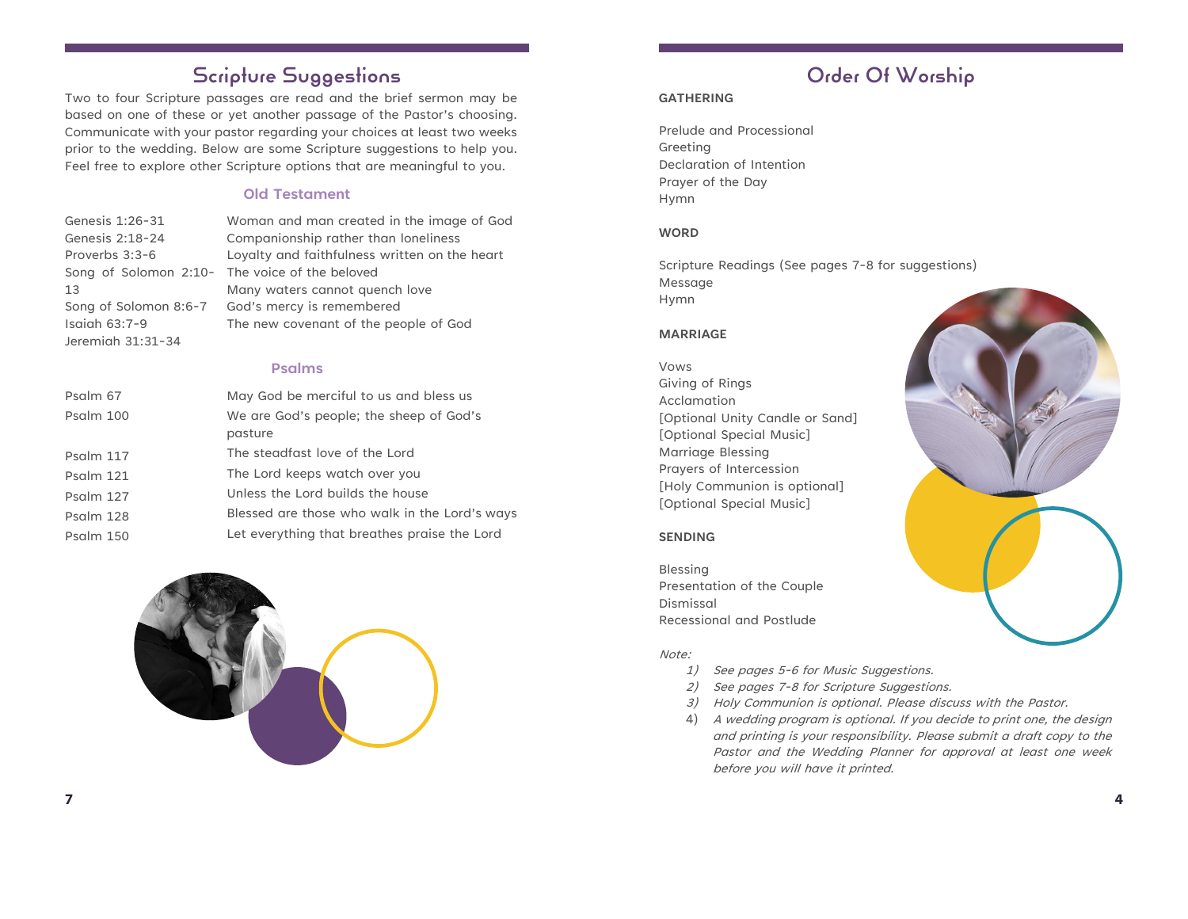## Scripture Suggestions

Two to four Scripture passages are read and the brief sermon may be based on one of these or yet another passage of the Pastor's choosing. Communicate with your pastor regarding your choices at least two weeks prior to the wedding. Below are some Scripture suggestions to help you. Feel free to explore other Scripture options that are meaningful to you.

### Old Testament

| | |
|---|---|
| Genesis 1:26-31 | Woman and man created in the image of God |
| Genesis 2:18-24 | Companionship rather than loneliness |
| Proverbs 3:3-6 | Loyalty and faithfulness written on the heart |
| Song of Solomon 2:10-13 | The voice of the beloved |
| Song of Solomon 8:6-7 | Many waters cannot quench love |
| Isaiah 63:7-9 | God's mercy is remembered |
| Jeremiah 31:31-34 | The new covenant of the people of God |

### Psalms

| | |
|---|---|
| Psalm 67 | May God be merciful to us and bless us |
| Psalm 100 | We are God's people; the sheep of God's pasture |
| Psalm 117 | The steadfast love of the Lord |
| Psalm 121 | The Lord keeps watch over you |
| Psalm 127 | Unless the Lord builds the house |
| Psalm 128 | Blessed are those who walk in the Lord's ways |
| Psalm 150 | Let everything that breathes praise the Lord |

## Order Of Worship

**GATHERING**

Prelude and Processional
Greeting
Declaration of Intention
Prayer of the Day
Hymn

**WORD**

Scripture Readings (See pages 7-8 for suggestions)
Message
Hymn

**MARRIAGE**

Vows
Giving of Rings
Acclamation
[Optional Unity Candle or Sand]
[Optional Special Music]
Marriage Blessing
Prayers of Intercession
[Holy Communion is optional]
[Optional Special Music]

**SENDING**

Blessing
Presentation of the Couple
Dismissal
Recessional and Postlude

*Note:*

1) *See pages 5-6 for Music Suggestions.*
2) *See pages 7-8 for Scripture Suggestions.*
3) *Holy Communion is optional. Please discuss with the Pastor.*
4) *A wedding program is optional. If you decide to print one, the design and printing is your responsibility. Please submit a draft copy to the Pastor and the Wedding Planner for approval at least one week before you will have it printed.*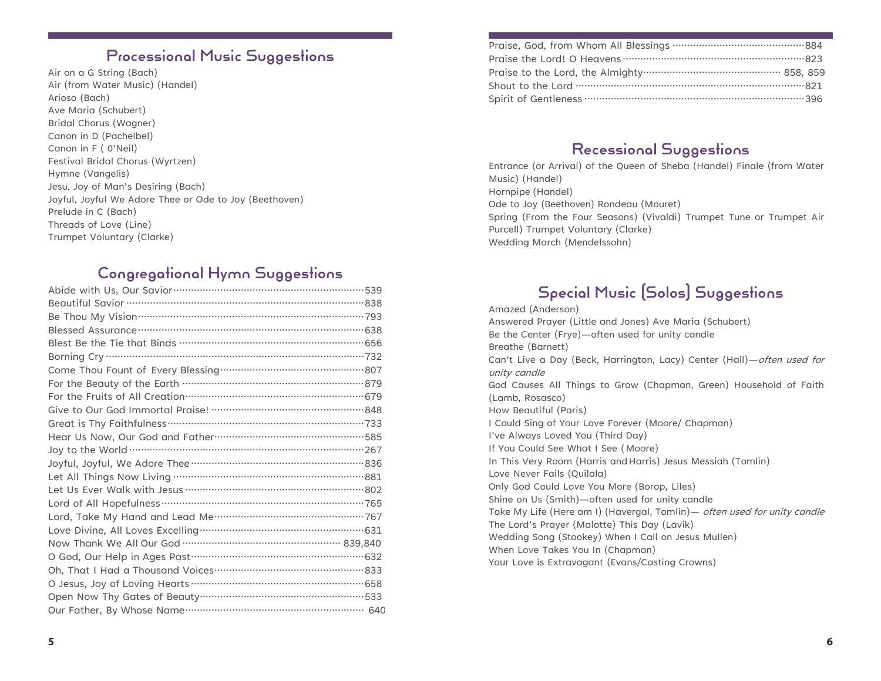## Processional Music Suggestions

Air on a G String (Bach)
Air (from Water Music) (Handel)
Arioso (Bach)
Ave Maria (Schubert)
Bridal Chorus (Wagner)
Canon in D (Pachelbel)
Canon in F ( 0'Neil)
Festival Bridal Chorus (Wyrtzen)
Hymne (Vangelis)
Jesu, Joy of Man's Desiring (Bach)
Joyful, Joyful We Adore Thee or Ode to Joy (Beethoven)
Prelude in C (Bach)
Threads of Love (Line)
Trumpet Voluntary (Clarke)

## Congregational Hymn Suggestions

Abide with Us, Our Savior ........ 539
Beautiful Savior ........ 838
Be Thou My Vision ........ 793
Blessed Assurance ........ 638
Blest Be the Tie that Binds ........ 656
Borning Cry ........ 732
Come Thou Fount of Every Blessing ........ 807
For the Beauty of the Earth ........ 879
For the Fruits of All Creation ........ 679
Give to Our God Immortal Praise! ........ 848
Great is Thy Faithfulness ........ 733
Hear Us Now, Our God and Father ........ 585
Joy to the World ........ 267
Joyful, Joyful, We Adore Thee ........ 836
Let All Things Now Living ........ 881
Let Us Ever Walk with Jesus ........ 802
Lord of All Hopefulness ........ 765
Lord, Take My Hand and Lead Me ........ 767
Love Divine, All Loves Excelling ........ 631
Now Thank We All Our God ........ 839,840
O God, Our Help in Ages Past ........ 632
Oh, That I Had a Thousand Voices ........ 833
O Jesus, Joy of Loving Hearts ........ 658
Open Now Thy Gates of Beauty ........ 533
Our Father, By Whose Name ........ 640
Praise, God, from Whom All Blessings ........ 884
Praise the Lord! O Heavens ........ 823
Praise to the Lord, the Almighty ........ 858, 859
Shout to the Lord ........ 821
Spirit of Gentleness ........ 396

## Recessional Suggestions

Entrance (or Arrival) of the Queen of Sheba (Handel) Finale (from Water Music) (Handel)
Hornpipe (Handel)
Ode to Joy (Beethoven) Rondeau (Mouret)
Spring (From the Four Seasons) (Vivaldi) Trumpet Tune or Trumpet Air Purcell) Trumpet Voluntary (Clarke)
Wedding March (Mendelssohn)

## Special Music (Solos) Suggestions

Amazed (Anderson)
Answered Prayer (Little and Jones) Ave Maria (Schubert)
Be the Center (Frye)—often used for unity candle
Breathe (Barnett)
Can't Live a Day (Beck, Harrington, Lacy) Center (Hall)—*often used for unity candle*
God Causes All Things to Grow (Chapman, Green) Household of Faith (Lamb, Rosasco)
How Beautiful (Paris)
I Could Sing of Your Love Forever (Moore/ Chapman)
I've Always Loved You (Third Day)
If You Could See What I See ( Moore)
In This Very Room (Harris and Harris) Jesus Messiah (Tomlin)
Love Never Fails (Quilala)
Only God Could Love You More (Borop, Liles)
Shine on Us (Smith)—often used for unity candle
Take My Life (Here am I) (Havergal, Tomlin)— *often used for unity candle*
The Lord's Prayer (Malotte) This Day (Lavik)
Wedding Song (Stookey) When I Call on Jesus Mullen)
When Love Takes You In (Chapman)
Your Love is Extravagant (Evans/Casting Crowns)